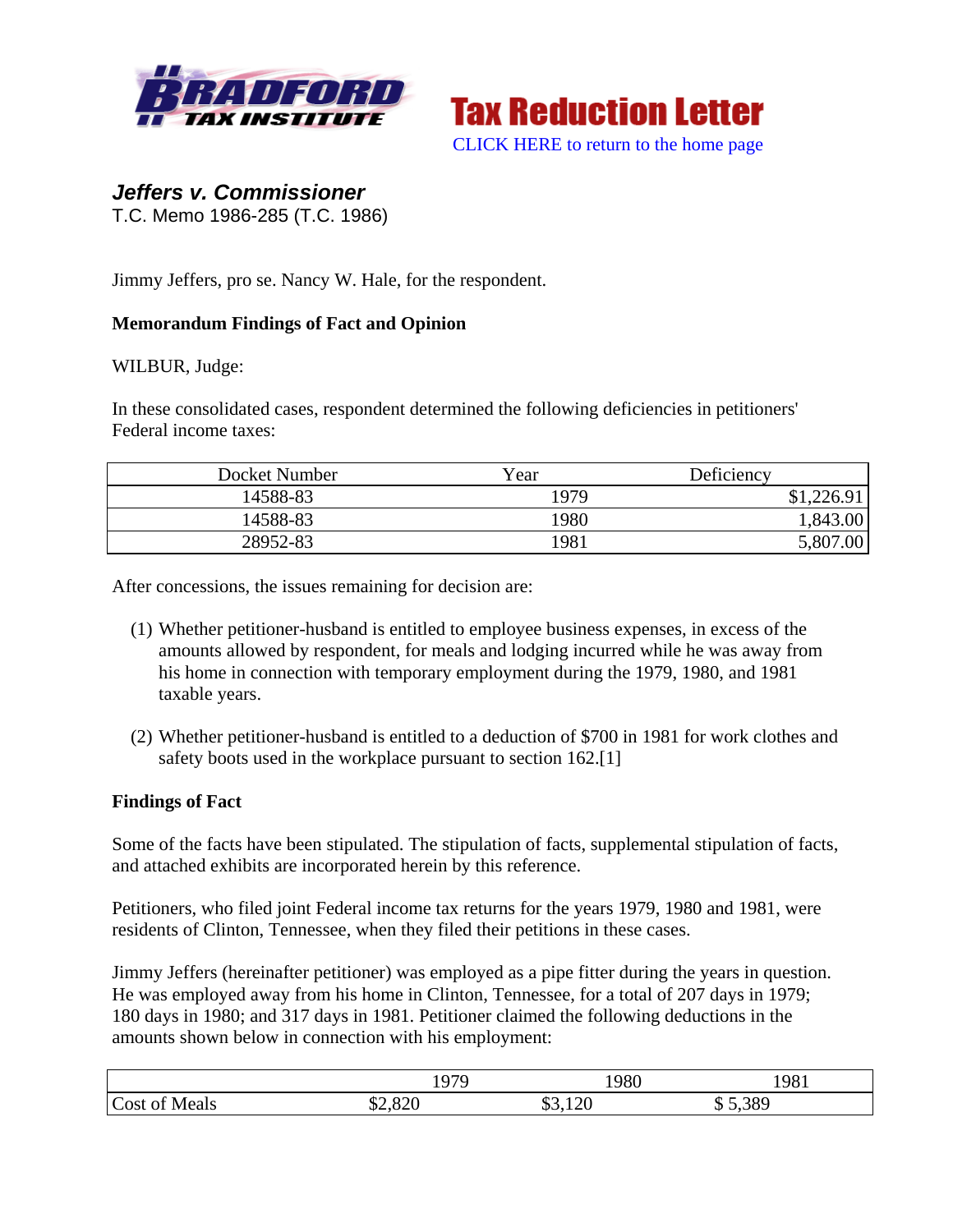Tax Reduction Letter

CLICK HERE to return to the home page

### *Jeffers v. Commissioner*

T.C. Memo 1986-285 (T.C. 1986)

Jimmy Jeffers, pro se. Nancy W. Hale, for the respondent.

**Memorandum Findings of Fact and Opinion**

WILBUR, Judge:

In these consolidated cases, respondent determined the following deficiencies in petitioners' Federal income taxes:

| Docket Number | Year | Deficiency |
|---|---|---|
| 14588-83 | 1979 | $1,226.91 |
| 14588-83 | 1980 | 1,843.00 |
| 28952-83 | 1981 | 5,807.00 |

After concessions, the issues remaining for decision are:

(1) Whether petitioner-husband is entitled to employee business expenses, in excess of the amounts allowed by respondent, for meals and lodging incurred while he was away from his home in connection with temporary employment during the 1979, 1980, and 1981 taxable years.

(2) Whether petitioner-husband is entitled to a deduction of $700 in 1981 for work clothes and safety boots used in the workplace pursuant to section 162.[1]

**Findings of Fact**

Some of the facts have been stipulated. The stipulation of facts, supplemental stipulation of facts, and attached exhibits are incorporated herein by this reference.

Petitioners, who filed joint Federal income tax returns for the years 1979, 1980 and 1981, were residents of Clinton, Tennessee, when they filed their petitions in these cases.

Jimmy Jeffers (hereinafter petitioner) was employed as a pipe fitter during the years in question. He was employed away from his home in Clinton, Tennessee, for a total of 207 days in 1979; 180 days in 1980; and 317 days in 1981. Petitioner claimed the following deductions in the amounts shown below in connection with his employment:

| | 1979 | 1980 | 1981 |
|---|---|---|---|
| Cost of Meals | $2,820 | $3,120 | $ 5,389 |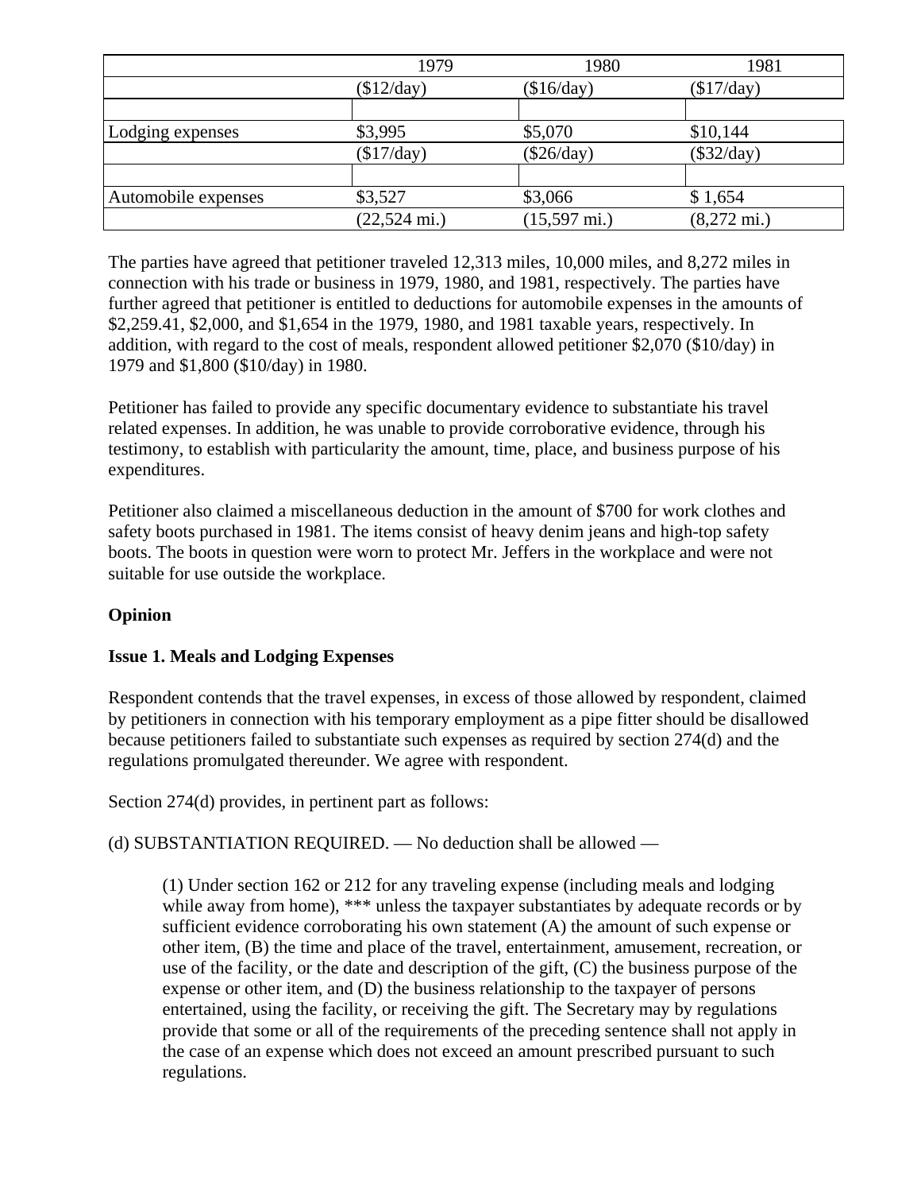| | 1979 | 1980 | 1981 |
|---|---|---|---|
| | ($12/day) | ($16/day) | ($17/day) |
| | | | |
| Lodging expenses | $3,995 | $5,070 | $10,144 |
| | ($17/day) | ($26/day) | ($32/day) |
| | | | |
| Automobile expenses | $3,527 | $3,066 | $ 1,654 |
| | (22,524 mi.) | (15,597 mi.) | (8,272 mi.) |

The parties have agreed that petitioner traveled 12,313 miles, 10,000 miles, and 8,272 miles in connection with his trade or business in 1979, 1980, and 1981, respectively. The parties have further agreed that petitioner is entitled to deductions for automobile expenses in the amounts of $2,259.41, $2,000, and $1,654 in the 1979, 1980, and 1981 taxable years, respectively. In addition, with regard to the cost of meals, respondent allowed petitioner $2,070 ($10/day) in 1979 and $1,800 ($10/day) in 1980.

Petitioner has failed to provide any specific documentary evidence to substantiate his travel related expenses. In addition, he was unable to provide corroborative evidence, through his testimony, to establish with particularity the amount, time, place, and business purpose of his expenditures.

Petitioner also claimed a miscellaneous deduction in the amount of $700 for work clothes and safety boots purchased in 1981. The items consist of heavy denim jeans and high-top safety boots. The boots in question were worn to protect Mr. Jeffers in the workplace and were not suitable for use outside the workplace.

**Opinion**

**Issue 1. Meals and Lodging Expenses**

Respondent contends that the travel expenses, in excess of those allowed by respondent, claimed by petitioners in connection with his temporary employment as a pipe fitter should be disallowed because petitioners failed to substantiate such expenses as required by section 274(d) and the regulations promulgated thereunder. We agree with respondent.

Section 274(d) provides, in pertinent part as follows:

(d) SUBSTANTIATION REQUIRED. — No deduction shall be allowed —

> (1) Under section 162 or 212 for any traveling expense (including meals and lodging while away from home), *** unless the taxpayer substantiates by adequate records or by sufficient evidence corroborating his own statement (A) the amount of such expense or other item, (B) the time and place of the travel, entertainment, amusement, recreation, or use of the facility, or the date and description of the gift, (C) the business purpose of the expense or other item, and (D) the business relationship to the taxpayer of persons entertained, using the facility, or receiving the gift. The Secretary may by regulations provide that some or all of the requirements of the preceding sentence shall not apply in the case of an expense which does not exceed an amount prescribed pursuant to such regulations.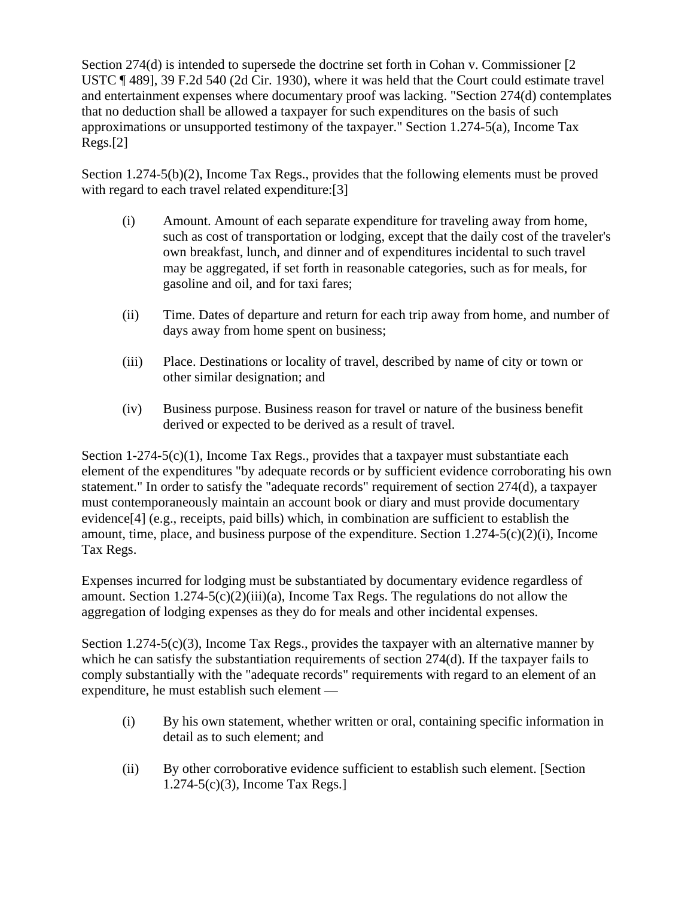Section 274(d) is intended to supersede the doctrine set forth in Cohan v. Commissioner [2 USTC ¶ 489], 39 F.2d 540 (2d Cir. 1930), where it was held that the Court could estimate travel and entertainment expenses where documentary proof was lacking. "Section 274(d) contemplates that no deduction shall be allowed a taxpayer for such expenditures on the basis of such approximations or unsupported testimony of the taxpayer." Section 1.274-5(a), Income Tax Regs.[2]

Section 1.274-5(b)(2), Income Tax Regs., provides that the following elements must be proved with regard to each travel related expenditure:[3]

> (i) Amount. Amount of each separate expenditure for traveling away from home, such as cost of transportation or lodging, except that the daily cost of the traveler's own breakfast, lunch, and dinner and of expenditures incidental to such travel may be aggregated, if set forth in reasonable categories, such as for meals, for gasoline and oil, and for taxi fares;
>
> (ii) Time. Dates of departure and return for each trip away from home, and number of days away from home spent on business;
>
> (iii) Place. Destinations or locality of travel, described by name of city or town or other similar designation; and
>
> (iv) Business purpose. Business reason for travel or nature of the business benefit derived or expected to be derived as a result of travel.

Section 1-274-5(c)(1), Income Tax Regs., provides that a taxpayer must substantiate each element of the expenditures "by adequate records or by sufficient evidence corroborating his own statement." In order to satisfy the "adequate records" requirement of section 274(d), a taxpayer must contemporaneously maintain an account book or diary and must provide documentary evidence[4] (e.g., receipts, paid bills) which, in combination are sufficient to establish the amount, time, place, and business purpose of the expenditure. Section 1.274-5(c)(2)(i), Income Tax Regs.

Expenses incurred for lodging must be substantiated by documentary evidence regardless of amount. Section 1.274-5(c)(2)(iii)(a), Income Tax Regs. The regulations do not allow the aggregation of lodging expenses as they do for meals and other incidental expenses.

Section 1.274-5(c)(3), Income Tax Regs., provides the taxpayer with an alternative manner by which he can satisfy the substantiation requirements of section 274(d). If the taxpayer fails to comply substantially with the "adequate records" requirements with regard to an element of an expenditure, he must establish such element —

> (i) By his own statement, whether written or oral, containing specific information in detail as to such element; and
>
> (ii) By other corroborative evidence sufficient to establish such element. [Section 1.274-5(c)(3), Income Tax Regs.]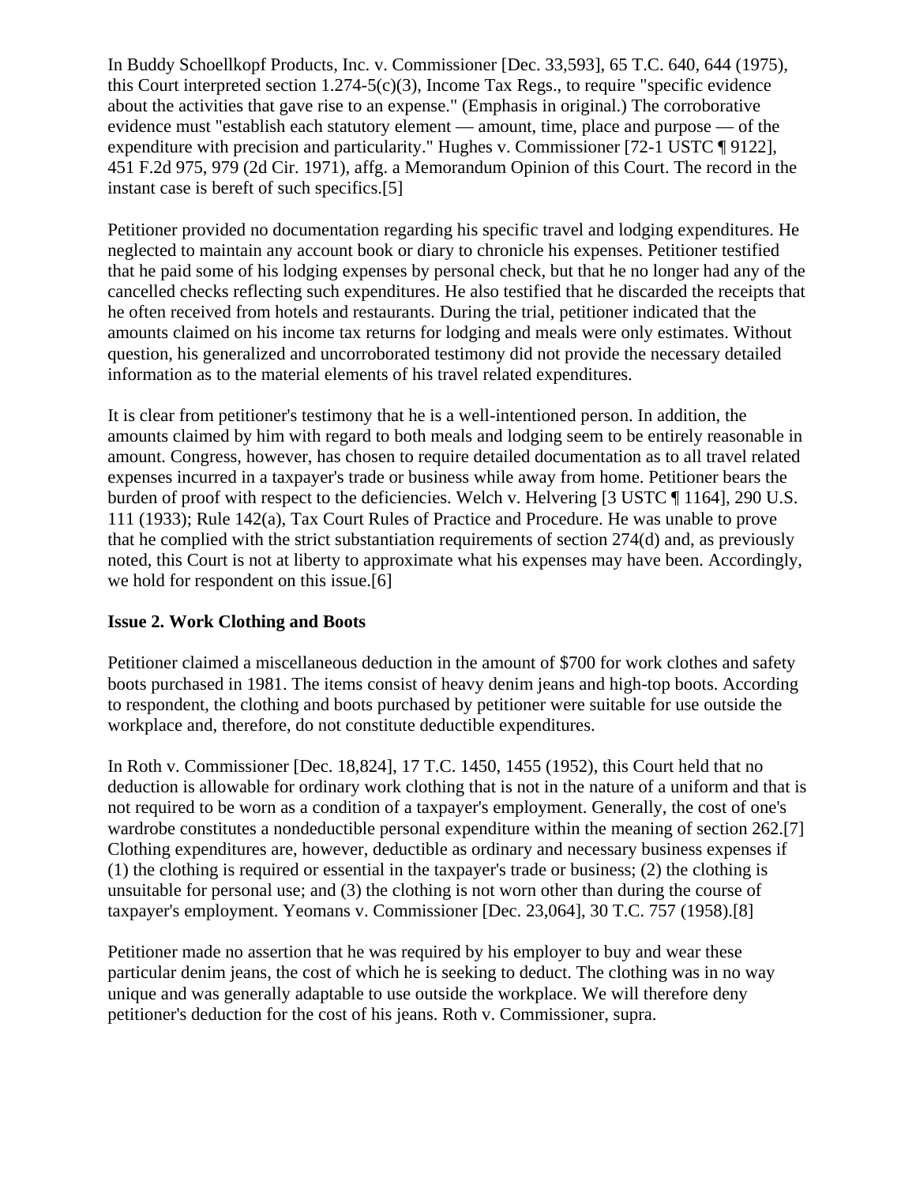In Buddy Schoellkopf Products, Inc. v. Commissioner [Dec. 33,593], 65 T.C. 640, 644 (1975), this Court interpreted section 1.274-5(c)(3), Income Tax Regs., to require "specific evidence about the activities that gave rise to an expense." (Emphasis in original.) The corroborative evidence must "establish each statutory element — amount, time, place and purpose — of the expenditure with precision and particularity." Hughes v. Commissioner [72-1 USTC ¶ 9122], 451 F.2d 975, 979 (2d Cir. 1971), affg. a Memorandum Opinion of this Court. The record in the instant case is bereft of such specifics.[5]

Petitioner provided no documentation regarding his specific travel and lodging expenditures. He neglected to maintain any account book or diary to chronicle his expenses. Petitioner testified that he paid some of his lodging expenses by personal check, but that he no longer had any of the cancelled checks reflecting such expenditures. He also testified that he discarded the receipts that he often received from hotels and restaurants. During the trial, petitioner indicated that the amounts claimed on his income tax returns for lodging and meals were only estimates. Without question, his generalized and uncorroborated testimony did not provide the necessary detailed information as to the material elements of his travel related expenditures.

It is clear from petitioner's testimony that he is a well-intentioned person. In addition, the amounts claimed by him with regard to both meals and lodging seem to be entirely reasonable in amount. Congress, however, has chosen to require detailed documentation as to all travel related expenses incurred in a taxpayer's trade or business while away from home. Petitioner bears the burden of proof with respect to the deficiencies. Welch v. Helvering [3 USTC ¶ 1164], 290 U.S. 111 (1933); Rule 142(a), Tax Court Rules of Practice and Procedure. He was unable to prove that he complied with the strict substantiation requirements of section 274(d) and, as previously noted, this Court is not at liberty to approximate what his expenses may have been. Accordingly, we hold for respondent on this issue.[6]

**Issue 2. Work Clothing and Boots**

Petitioner claimed a miscellaneous deduction in the amount of $700 for work clothes and safety boots purchased in 1981. The items consist of heavy denim jeans and high-top boots. According to respondent, the clothing and boots purchased by petitioner were suitable for use outside the workplace and, therefore, do not constitute deductible expenditures.

In Roth v. Commissioner [Dec. 18,824], 17 T.C. 1450, 1455 (1952), this Court held that no deduction is allowable for ordinary work clothing that is not in the nature of a uniform and that is not required to be worn as a condition of a taxpayer's employment. Generally, the cost of one's wardrobe constitutes a nondeductible personal expenditure within the meaning of section 262.[7] Clothing expenditures are, however, deductible as ordinary and necessary business expenses if (1) the clothing is required or essential in the taxpayer's trade or business; (2) the clothing is unsuitable for personal use; and (3) the clothing is not worn other than during the course of taxpayer's employment. Yeomans v. Commissioner [Dec. 23,064], 30 T.C. 757 (1958).[8]

Petitioner made no assertion that he was required by his employer to buy and wear these particular denim jeans, the cost of which he is seeking to deduct. The clothing was in no way unique and was generally adaptable to use outside the workplace. We will therefore deny petitioner's deduction for the cost of his jeans. Roth v. Commissioner, supra.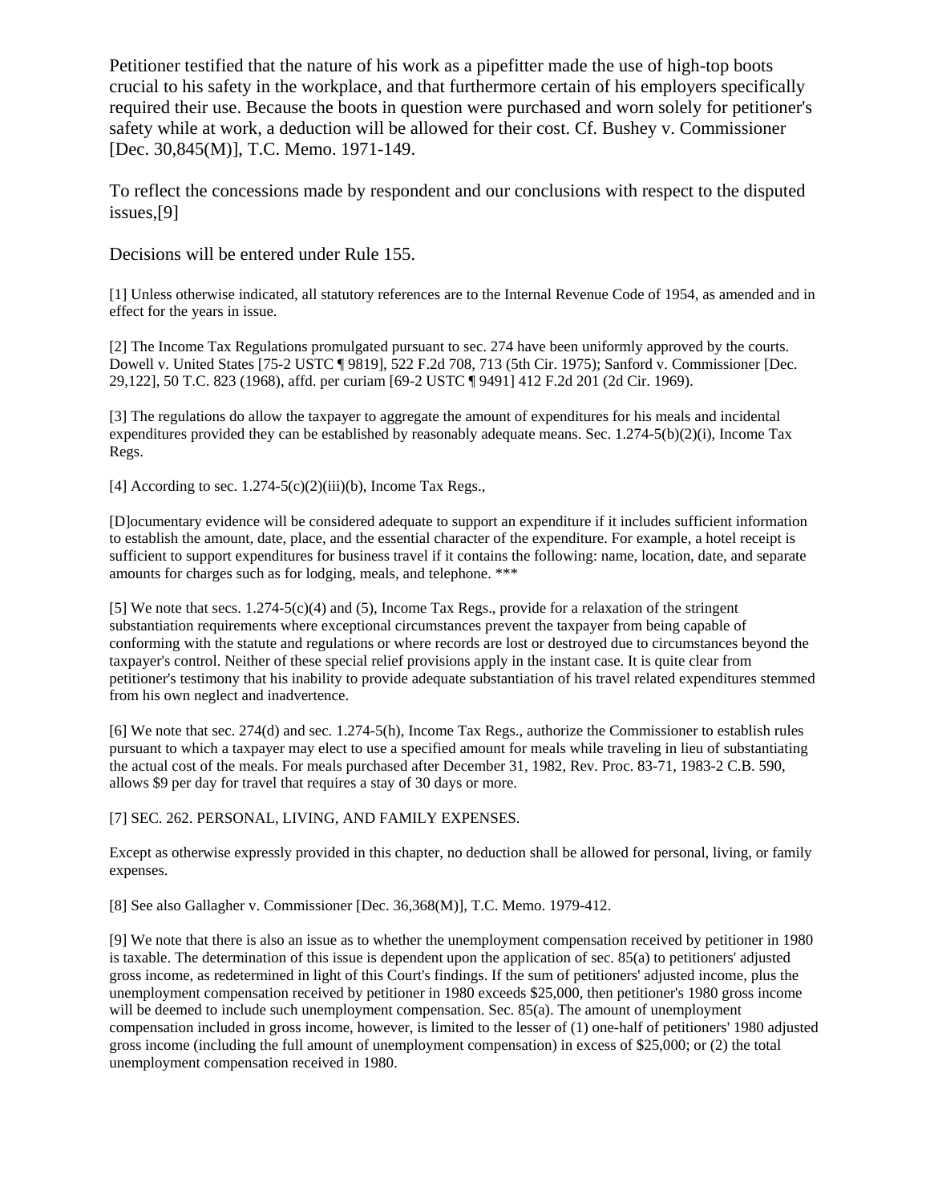Petitioner testified that the nature of his work as a pipefitter made the use of high-top boots crucial to his safety in the workplace, and that furthermore certain of his employers specifically required their use. Because the boots in question were purchased and worn solely for petitioner's safety while at work, a deduction will be allowed for their cost. Cf. Bushey v. Commissioner [Dec. 30,845(M)], T.C. Memo. 1971-149.

To reflect the concessions made by respondent and our conclusions with respect to the disputed issues,[9]

Decisions will be entered under Rule 155.

[1] Unless otherwise indicated, all statutory references are to the Internal Revenue Code of 1954, as amended and in effect for the years in issue.

[2] The Income Tax Regulations promulgated pursuant to sec. 274 have been uniformly approved by the courts. Dowell v. United States [75-2 USTC ¶ 9819], 522 F.2d 708, 713 (5th Cir. 1975); Sanford v. Commissioner [Dec. 29,122], 50 T.C. 823 (1968), affd. per curiam [69-2 USTC ¶ 9491] 412 F.2d 201 (2d Cir. 1969).

[3] The regulations do allow the taxpayer to aggregate the amount of expenditures for his meals and incidental expenditures provided they can be established by reasonably adequate means. Sec. 1.274-5(b)(2)(i), Income Tax Regs.

[4] According to sec. 1.274-5(c)(2)(iii)(b), Income Tax Regs.,

[D]ocumentary evidence will be considered adequate to support an expenditure if it includes sufficient information to establish the amount, date, place, and the essential character of the expenditure. For example, a hotel receipt is sufficient to support expenditures for business travel if it contains the following: name, location, date, and separate amounts for charges such as for lodging, meals, and telephone. ***

[5] We note that secs. 1.274-5(c)(4) and (5), Income Tax Regs., provide for a relaxation of the stringent substantiation requirements where exceptional circumstances prevent the taxpayer from being capable of conforming with the statute and regulations or where records are lost or destroyed due to circumstances beyond the taxpayer's control. Neither of these special relief provisions apply in the instant case. It is quite clear from petitioner's testimony that his inability to provide adequate substantiation of his travel related expenditures stemmed from his own neglect and inadvertence.

[6] We note that sec. 274(d) and sec. 1.274-5(h), Income Tax Regs., authorize the Commissioner to establish rules pursuant to which a taxpayer may elect to use a specified amount for meals while traveling in lieu of substantiating the actual cost of the meals. For meals purchased after December 31, 1982, Rev. Proc. 83-71, 1983-2 C.B. 590, allows $9 per day for travel that requires a stay of 30 days or more.

[7] SEC. 262. PERSONAL, LIVING, AND FAMILY EXPENSES.

Except as otherwise expressly provided in this chapter, no deduction shall be allowed for personal, living, or family expenses.

[8] See also Gallagher v. Commissioner [Dec. 36,368(M)], T.C. Memo. 1979-412.

[9] We note that there is also an issue as to whether the unemployment compensation received by petitioner in 1980 is taxable. The determination of this issue is dependent upon the application of sec. 85(a) to petitioners' adjusted gross income, as redetermined in light of this Court's findings. If the sum of petitioners' adjusted income, plus the unemployment compensation received by petitioner in 1980 exceeds $25,000, then petitioner's 1980 gross income will be deemed to include such unemployment compensation. Sec. 85(a). The amount of unemployment compensation included in gross income, however, is limited to the lesser of (1) one-half of petitioners' 1980 adjusted gross income (including the full amount of unemployment compensation) in excess of $25,000; or (2) the total unemployment compensation received in 1980.